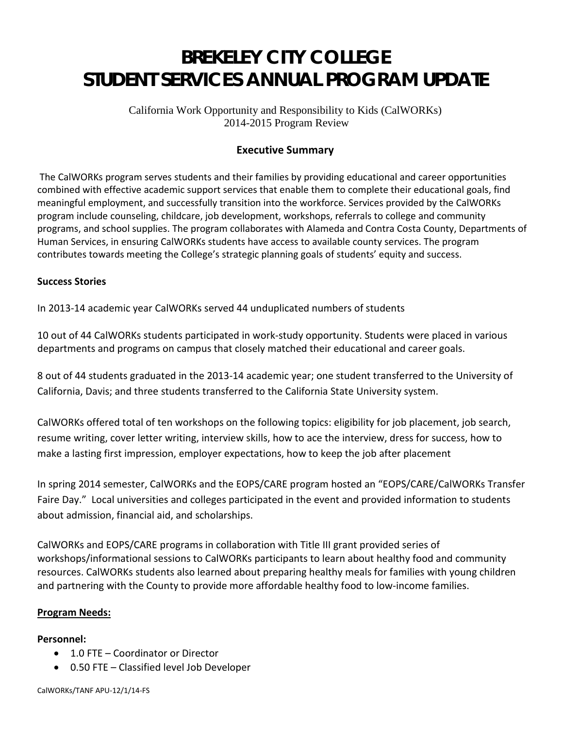# BREKELEY CITY COLLEGE
# STUDENT SERVICES ANNUAL PROGRAM UPDATE

California Work Opportunity and Responsibility to Kids (CalWORKs)
2014-2015 Program Review

## Executive Summary

The CalWORKs program serves students and their families by providing educational and career opportunities combined with effective academic support services that enable them to complete their educational goals, find meaningful employment, and successfully transition into the workforce. Services provided by the CalWORKs program include counseling, childcare, job development, workshops, referrals to college and community programs, and school supplies. The program collaborates with Alameda and Contra Costa County, Departments of Human Services, in ensuring CalWORKs students have access to available county services. The program contributes towards meeting the College's strategic planning goals of students' equity and success.

**Success Stories**

In 2013-14 academic year CalWORKs served 44 unduplicated numbers of students

10 out of 44 CalWORKs students participated in work-study opportunity. Students were placed in various departments and programs on campus that closely matched their educational and career goals.

8 out of 44 students graduated in the 2013-14 academic year; one student transferred to the University of California, Davis; and three students transferred to the California State University system.

CalWORKs offered total of ten workshops on the following topics: eligibility for job placement, job search, resume writing, cover letter writing, interview skills, how to ace the interview, dress for success, how to make a lasting first impression, employer expectations, how to keep the job after placement

In spring 2014 semester, CalWORKs and the EOPS/CARE program hosted an "EOPS/CARE/CalWORKs Transfer Faire Day." Local universities and colleges participated in the event and provided information to students about admission, financial aid, and scholarships.

CalWORKs and EOPS/CARE programs in collaboration with Title III grant provided series of workshops/informational sessions to CalWORKs participants to learn about healthy food and community resources. CalWORKs students also learned about preparing healthy meals for families with young children and partnering with the County to provide more affordable healthy food to low-income families.

**Program Needs:**

**Personnel:**

- 1.0 FTE – Coordinator or Director
- 0.50 FTE – Classified level Job Developer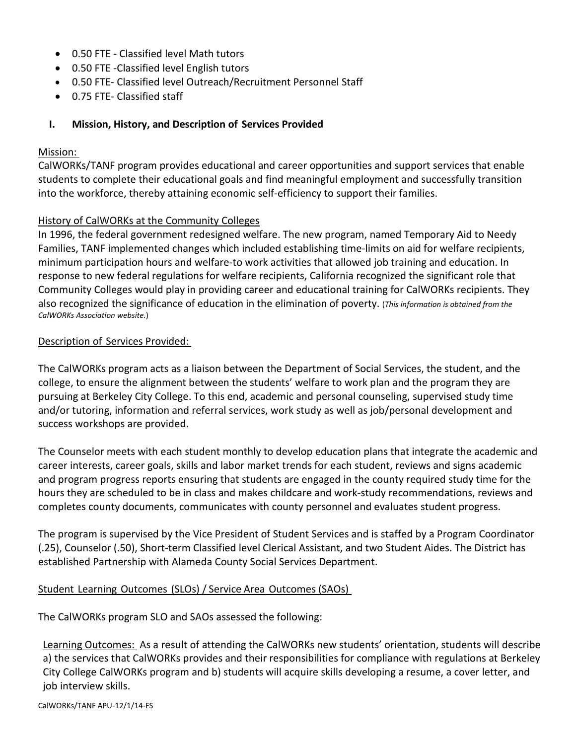- 0.50 FTE - Classified level Math tutors
- 0.50 FTE -Classified level English tutors
- 0.50 FTE- Classified level Outreach/Recruitment Personnel Staff
- 0.75 FTE- Classified staff

## I. Mission, History, and Description of Services Provided

Mission:

CalWORKs/TANF program provides educational and career opportunities and support services that enable students to complete their educational goals and find meaningful employment and successfully transition into the workforce, thereby attaining economic self-efficiency to support their families.

History of CalWORKs at the Community Colleges

In 1996, the federal government redesigned welfare. The new program, named Temporary Aid to Needy Families, TANF implemented changes which included establishing time-limits on aid for welfare recipients, minimum participation hours and welfare-to work activities that allowed job training and education. In response to new federal regulations for welfare recipients, California recognized the significant role that Community Colleges would play in providing career and educational training for CalWORKs recipients. They also recognized the significance of education in the elimination of poverty. (*This information is obtained from the CalWORKs Association website.*)

Description of Services Provided:

The CalWORKs program acts as a liaison between the Department of Social Services, the student, and the college, to ensure the alignment between the students' welfare to work plan and the program they are pursuing at Berkeley City College. To this end, academic and personal counseling, supervised study time and/or tutoring, information and referral services, work study as well as job/personal development and success workshops are provided.

The Counselor meets with each student monthly to develop education plans that integrate the academic and career interests, career goals, skills and labor market trends for each student, reviews and signs academic and program progress reports ensuring that students are engaged in the county required study time for the hours they are scheduled to be in class and makes childcare and work-study recommendations, reviews and completes county documents, communicates with county personnel and evaluates student progress.

The program is supervised by the Vice President of Student Services and is staffed by a Program Coordinator (.25), Counselor (.50), Short-term Classified level Clerical Assistant, and two Student Aides. The District has established Partnership with Alameda County Social Services Department.

Student Learning Outcomes (SLOs) / Service Area Outcomes (SAOs)

The CalWORKs program SLO and SAOs assessed the following:

Learning Outcomes: As a result of attending the CalWORKs new students' orientation, students will describe a) the services that CalWORKs provides and their responsibilities for compliance with regulations at Berkeley City College CalWORKs program and b) students will acquire skills developing a resume, a cover letter, and job interview skills.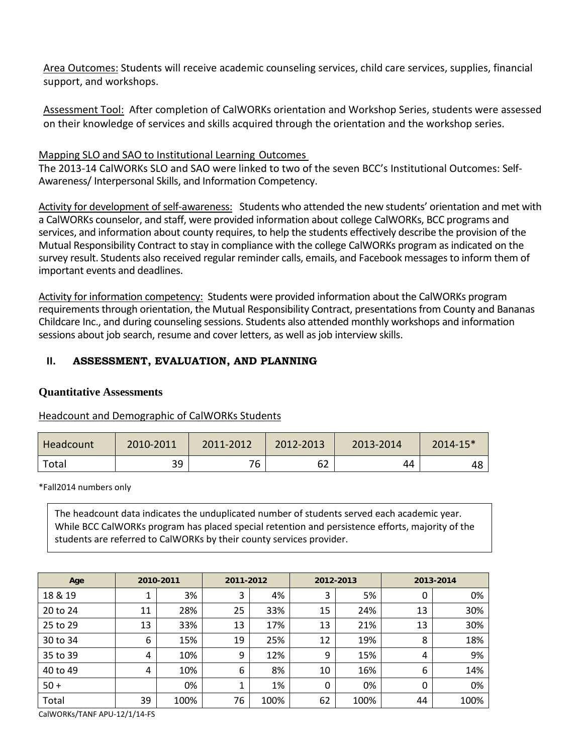Area Outcomes: Students will receive academic counseling services, child care services, supplies, financial support, and workshops.

Assessment Tool: After completion of CalWORKs orientation and Workshop Series, students were assessed on their knowledge of services and skills acquired through the orientation and the workshop series.

Mapping SLO and SAO to Institutional Learning Outcomes

The 2013-14 CalWORKs SLO and SAO were linked to two of the seven BCC's Institutional Outcomes: Self-Awareness/ Interpersonal Skills, and Information Competency.

Activity for development of self-awareness: Students who attended the new students' orientation and met with a CalWORKs counselor, and staff, were provided information about college CalWORKs, BCC programs and services, and information about county requires, to help the students effectively describe the provision of the Mutual Responsibility Contract to stay in compliance with the college CalWORKs program as indicated on the survey result. Students also received regular reminder calls, emails, and Facebook messages to inform them of important events and deadlines.

Activity for information competency: Students were provided information about the CalWORKs program requirements through orientation, the Mutual Responsibility Contract, presentations from County and Bananas Childcare Inc., and during counseling sessions. Students also attended monthly workshops and information sessions about job search, resume and cover letters, as well as job interview skills.

## II. ASSESSMENT, EVALUATION, AND PLANNING

### Quantitative Assessments

Headcount and Demographic of CalWORKs Students

| Headcount | 2010-2011 | 2011-2012 | 2012-2013 | 2013-2014 | 2014-15* |
|---|---|---|---|---|---|
| Total | 39 | 76 | 62 | 44 | 48 |

*Fall2014 numbers only

The headcount data indicates the unduplicated number of students served each academic year. While BCC CalWORKs program has placed special retention and persistence efforts, majority of the students are referred to CalWORKs by their county services provider.

| Age | 2010-2011 | | 2011-2012 | | 2012-2013 | | 2013-2014 | |
|---|---|---|---|---|---|---|---|---|
| 18 & 19 | 1 | 3% | 3 | 4% | 3 | 5% | 0 | 0% |
| 20 to 24 | 11 | 28% | 25 | 33% | 15 | 24% | 13 | 30% |
| 25 to 29 | 13 | 33% | 13 | 17% | 13 | 21% | 13 | 30% |
| 30 to 34 | 6 | 15% | 19 | 25% | 12 | 19% | 8 | 18% |
| 35 to 39 | 4 | 10% | 9 | 12% | 9 | 15% | 4 | 9% |
| 40 to 49 | 4 | 10% | 6 | 8% | 10 | 16% | 6 | 14% |
| 50 + | | 0% | 1 | 1% | 0 | 0% | 0 | 0% |
| Total | 39 | 100% | 76 | 100% | 62 | 100% | 44 | 100% |

CalWORKs/TANF APU-12/1/14-FS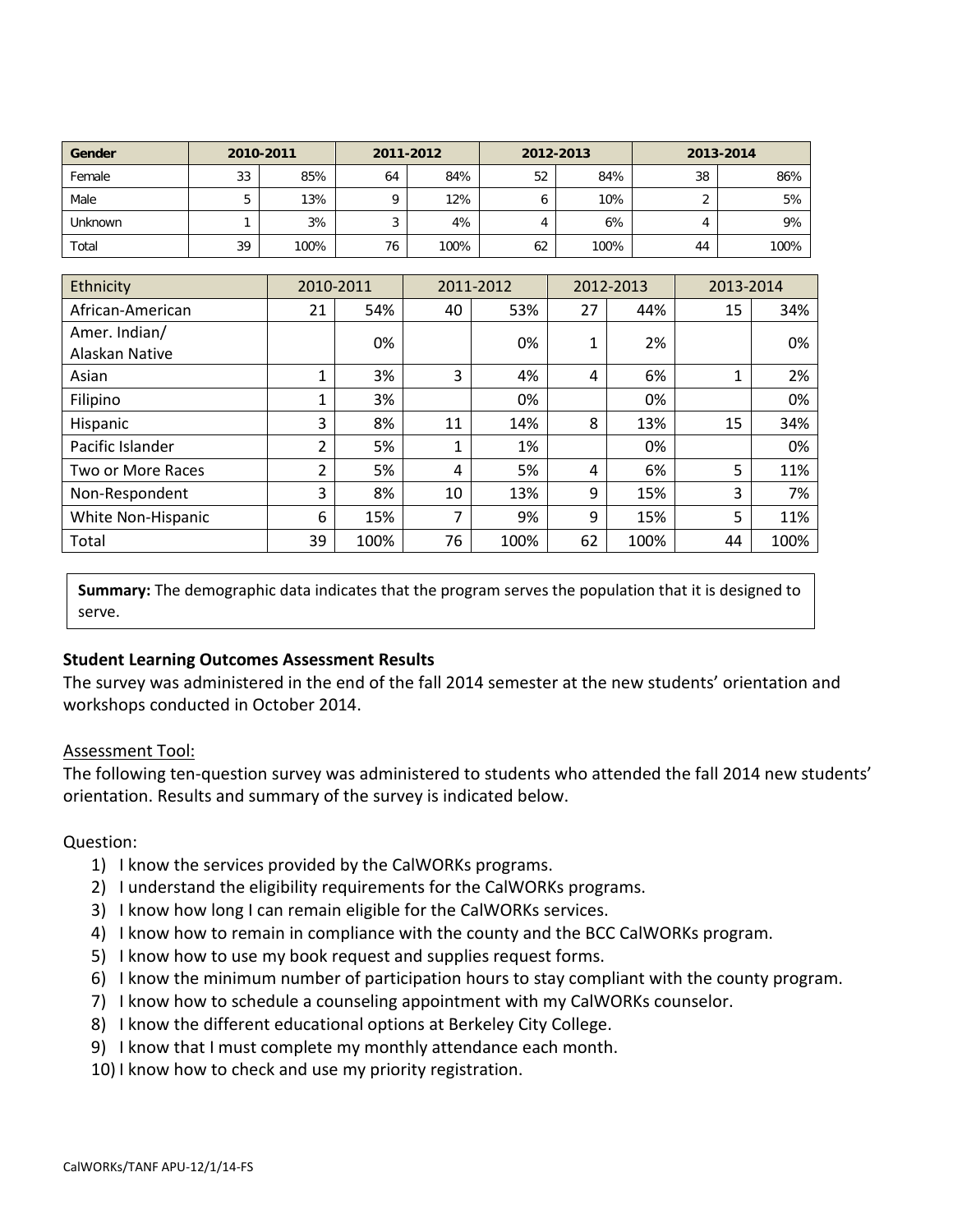| Gender | 2010-2011 | | 2011-2012 | | 2012-2013 | | 2013-2014 | |
|---|---|---|---|---|---|---|---|---|
| Female | 33 | 85% | 64 | 84% | 52 | 84% | 38 | 86% |
| Male | 5 | 13% | 9 | 12% | 6 | 10% | 2 | 5% |
| Unknown | 1 | 3% | 3 | 4% | 4 | 6% | 4 | 9% |
| Total | 39 | 100% | 76 | 100% | 62 | 100% | 44 | 100% |

| Ethnicity | 2010-2011 | | 2011-2012 | | 2012-2013 | | 2013-2014 | |
|---|---|---|---|---|---|---|---|---|
| African-American | 21 | 54% | 40 | 53% | 27 | 44% | 15 | 34% |
| Amer. Indian/ Alaskan Native | | 0% | | 0% | 1 | 2% | | 0% |
| Asian | 1 | 3% | 3 | 4% | 4 | 6% | 1 | 2% |
| Filipino | 1 | 3% | | 0% | | 0% | | 0% |
| Hispanic | 3 | 8% | 11 | 14% | 8 | 13% | 15 | 34% |
| Pacific Islander | 2 | 5% | 1 | 1% | | 0% | | 0% |
| Two or More Races | 2 | 5% | 4 | 5% | 4 | 6% | 5 | 11% |
| Non-Respondent | 3 | 8% | 10 | 13% | 9 | 15% | 3 | 7% |
| White Non-Hispanic | 6 | 15% | 7 | 9% | 9 | 15% | 5 | 11% |
| Total | 39 | 100% | 76 | 100% | 62 | 100% | 44 | 100% |

**Summary:** The demographic data indicates that the program serves the population that it is designed to serve.

**Student Learning Outcomes Assessment Results**

The survey was administered in the end of the fall 2014 semester at the new students' orientation and workshops conducted in October 2014.

Assessment Tool:

The following ten-question survey was administered to students who attended the fall 2014 new students' orientation. Results and summary of the survey is indicated below.

Question:

1) I know the services provided by the CalWORKs programs.
2) I understand the eligibility requirements for the CalWORKs programs.
3) I know how long I can remain eligible for the CalWORKs services.
4) I know how to remain in compliance with the county and the BCC CalWORKs program.
5) I know how to use my book request and supplies request forms.
6) I know the minimum number of participation hours to stay compliant with the county program.
7) I know how to schedule a counseling appointment with my CalWORKs counselor.
8) I know the different educational options at Berkeley City College.
9) I know that I must complete my monthly attendance each month.
10) I know how to check and use my priority registration.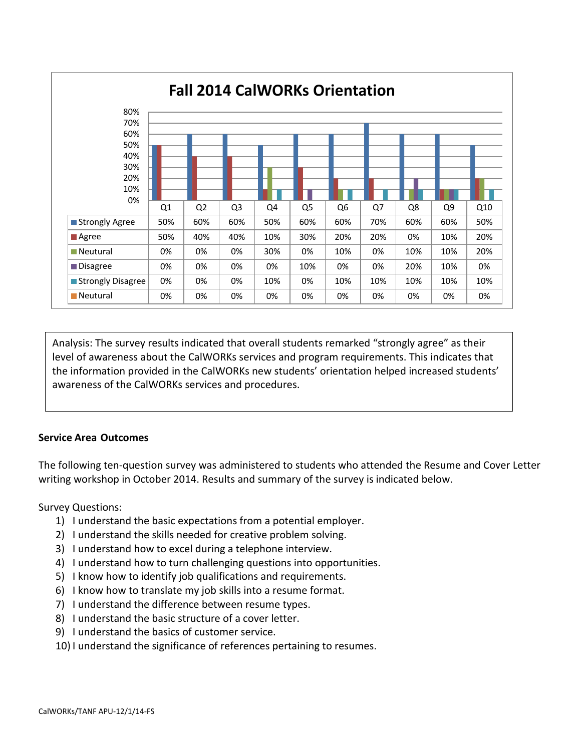**Fall 2014 CalWORKs Orientation**

| | Q1 | Q2 | Q3 | Q4 | Q5 | Q6 | Q7 | Q8 | Q9 | Q10 |
|---|---|---|---|---|---|---|---|---|---|---|
| Strongly Agree | 50% | 60% | 60% | 50% | 60% | 60% | 70% | 60% | 60% | 50% |
| Agree | 50% | 40% | 40% | 10% | 30% | 20% | 20% | 0% | 10% | 20% |
| Neutural | 0% | 0% | 0% | 30% | 0% | 10% | 0% | 10% | 10% | 20% |
| Disagree | 0% | 0% | 0% | 0% | 10% | 0% | 0% | 20% | 10% | 0% |
| Strongly Disagree | 0% | 0% | 0% | 10% | 0% | 10% | 10% | 10% | 10% | 10% |
| Neutural | 0% | 0% | 0% | 0% | 0% | 0% | 0% | 0% | 0% | 0% |

Analysis: The survey results indicated that overall students remarked "strongly agree" as their level of awareness about the CalWORKs services and program requirements. This indicates that the information provided in the CalWORKs new students' orientation helped increased students' awareness of the CalWORKs services and procedures.

**Service Area Outcomes**

The following ten-question survey was administered to students who attended the Resume and Cover Letter writing workshop in October 2014. Results and summary of the survey is indicated below.

Survey Questions:

1) I understand the basic expectations from a potential employer.
2) I understand the skills needed for creative problem solving.
3) I understand how to excel during a telephone interview.
4) I understand how to turn challenging questions into opportunities.
5) I know how to identify job qualifications and requirements.
6) I know how to translate my job skills into a resume format.
7) I understand the difference between resume types.
8) I understand the basic structure of a cover letter.
9) I understand the basics of customer service.
10) I understand the significance of references pertaining to resumes.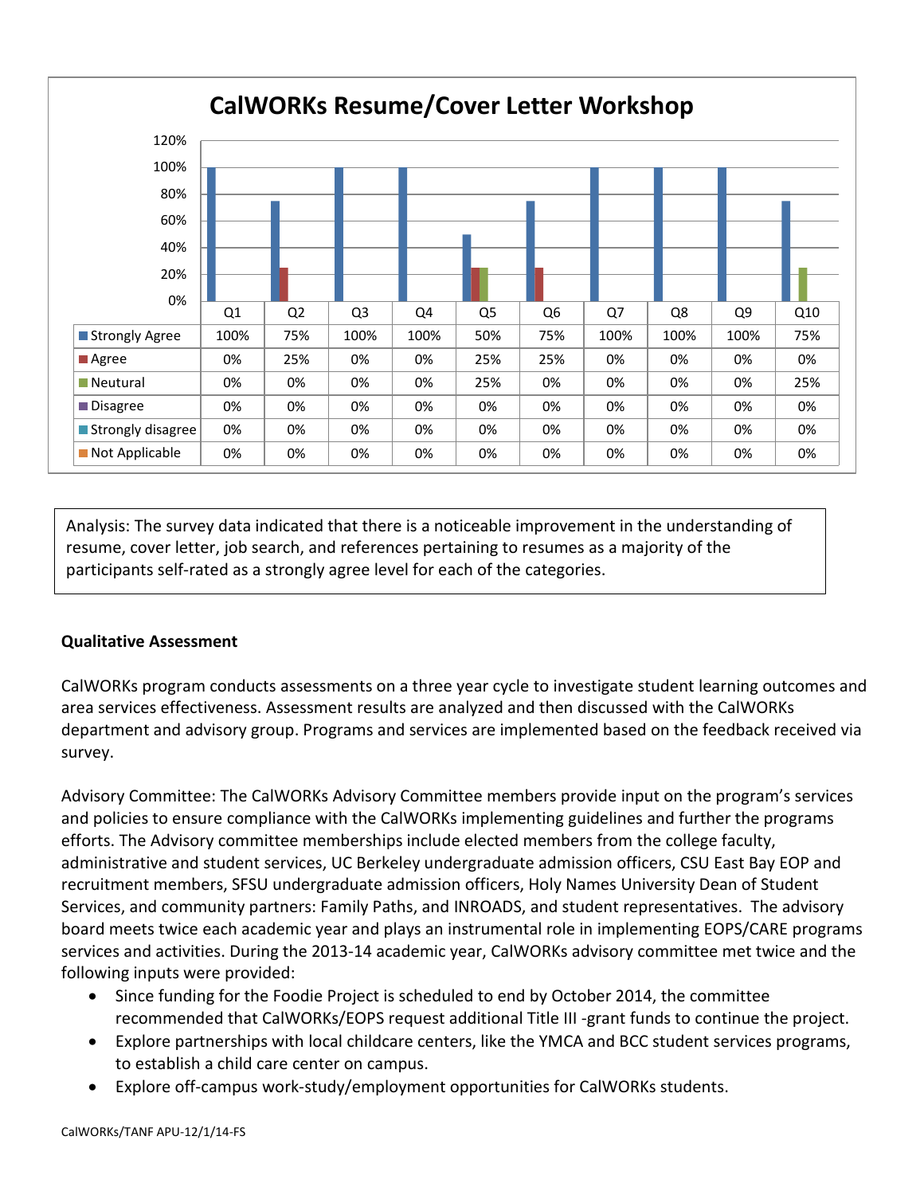## CalWORKs Resume/Cover Letter Workshop

| | Q1 | Q2 | Q3 | Q4 | Q5 | Q6 | Q7 | Q8 | Q9 | Q10 |
|---|---|---|---|---|---|---|---|---|---|---|
| Strongly Agree | 100% | 75% | 100% | 100% | 50% | 75% | 100% | 100% | 100% | 75% |
| Agree | 0% | 25% | 0% | 0% | 25% | 25% | 0% | 0% | 0% | 0% |
| Neutural | 0% | 0% | 0% | 0% | 25% | 0% | 0% | 0% | 0% | 25% |
| Disagree | 0% | 0% | 0% | 0% | 0% | 0% | 0% | 0% | 0% | 0% |
| Strongly disagree | 0% | 0% | 0% | 0% | 0% | 0% | 0% | 0% | 0% | 0% |
| Not Applicable | 0% | 0% | 0% | 0% | 0% | 0% | 0% | 0% | 0% | 0% |

Analysis: The survey data indicated that there is a noticeable improvement in the understanding of resume, cover letter, job search, and references pertaining to resumes as a majority of the participants self-rated as a strongly agree level for each of the categories.

**Qualitative Assessment**

CalWORKs program conducts assessments on a three year cycle to investigate student learning outcomes and area services effectiveness. Assessment results are analyzed and then discussed with the CalWORKs department and advisory group. Programs and services are implemented based on the feedback received via survey.

Advisory Committee: The CalWORKs Advisory Committee members provide input on the program's services and policies to ensure compliance with the CalWORKs implementing guidelines and further the programs efforts. The Advisory committee memberships include elected members from the college faculty, administrative and student services, UC Berkeley undergraduate admission officers, CSU East Bay EOP and recruitment members, SFSU undergraduate admission officers, Holy Names University Dean of Student Services, and community partners: Family Paths, and INROADS, and student representatives. The advisory board meets twice each academic year and plays an instrumental role in implementing EOPS/CARE programs services and activities. During the 2013-14 academic year, CalWORKs advisory committee met twice and the following inputs were provided:

- Since funding for the Foodie Project is scheduled to end by October 2014, the committee recommended that CalWORKs/EOPS request additional Title III -grant funds to continue the project.
- Explore partnerships with local childcare centers, like the YMCA and BCC student services programs, to establish a child care center on campus.
- Explore off-campus work-study/employment opportunities for CalWORKs students.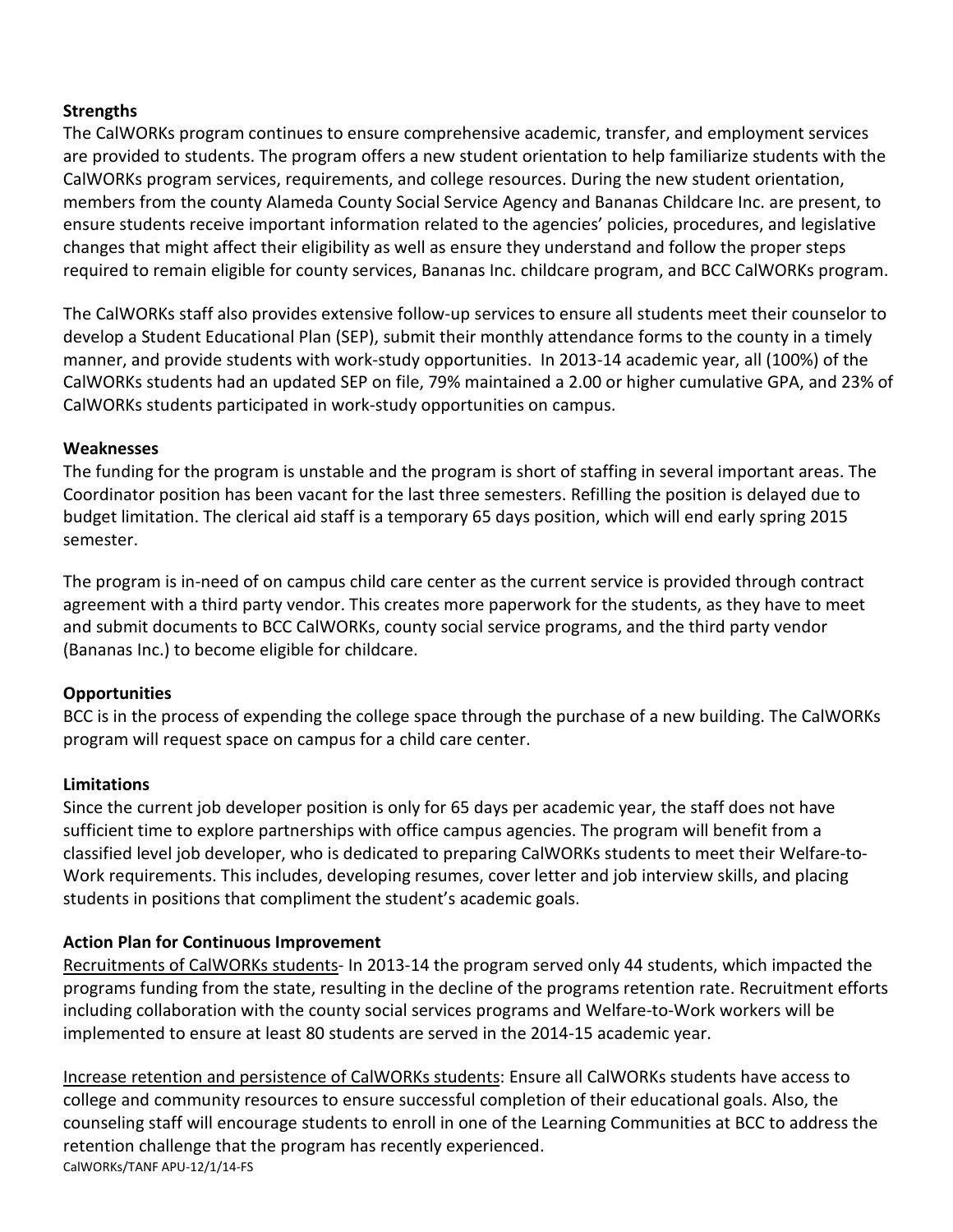**Strengths**

The CalWORKs program continues to ensure comprehensive academic, transfer, and employment services are provided to students. The program offers a new student orientation to help familiarize students with the CalWORKs program services, requirements, and college resources. During the new student orientation, members from the county Alameda County Social Service Agency and Bananas Childcare Inc. are present, to ensure students receive important information related to the agencies' policies, procedures, and legislative changes that might affect their eligibility as well as ensure they understand and follow the proper steps required to remain eligible for county services, Bananas Inc. childcare program, and BCC CalWORKs program.

The CalWORKs staff also provides extensive follow-up services to ensure all students meet their counselor to develop a Student Educational Plan (SEP), submit their monthly attendance forms to the county in a timely manner, and provide students with work-study opportunities. In 2013-14 academic year, all (100%) of the CalWORKs students had an updated SEP on file, 79% maintained a 2.00 or higher cumulative GPA, and 23% of CalWORKs students participated in work-study opportunities on campus.

**Weaknesses**

The funding for the program is unstable and the program is short of staffing in several important areas. The Coordinator position has been vacant for the last three semesters. Refilling the position is delayed due to budget limitation. The clerical aid staff is a temporary 65 days position, which will end early spring 2015 semester.

The program is in-need of on campus child care center as the current service is provided through contract agreement with a third party vendor. This creates more paperwork for the students, as they have to meet and submit documents to BCC CalWORKs, county social service programs, and the third party vendor (Bananas Inc.) to become eligible for childcare.

**Opportunities**

BCC is in the process of expending the college space through the purchase of a new building. The CalWORKs program will request space on campus for a child care center.

**Limitations**

Since the current job developer position is only for 65 days per academic year, the staff does not have sufficient time to explore partnerships with office campus agencies. The program will benefit from a classified level job developer, who is dedicated to preparing CalWORKs students to meet their Welfare-to-Work requirements. This includes, developing resumes, cover letter and job interview skills, and placing students in positions that compliment the student's academic goals.

**Action Plan for Continuous Improvement**

<u>Recruitments of CalWORKs students</u>- In 2013-14 the program served only 44 students, which impacted the programs funding from the state, resulting in the decline of the programs retention rate. Recruitment efforts including collaboration with the county social services programs and Welfare-to-Work workers will be implemented to ensure at least 80 students are served in the 2014-15 academic year.

<u>Increase retention and persistence of CalWORKs students</u>: Ensure all CalWORKs students have access to college and community resources to ensure successful completion of their educational goals. Also, the counseling staff will encourage students to enroll in one of the Learning Communities at BCC to address the retention challenge that the program has recently experienced.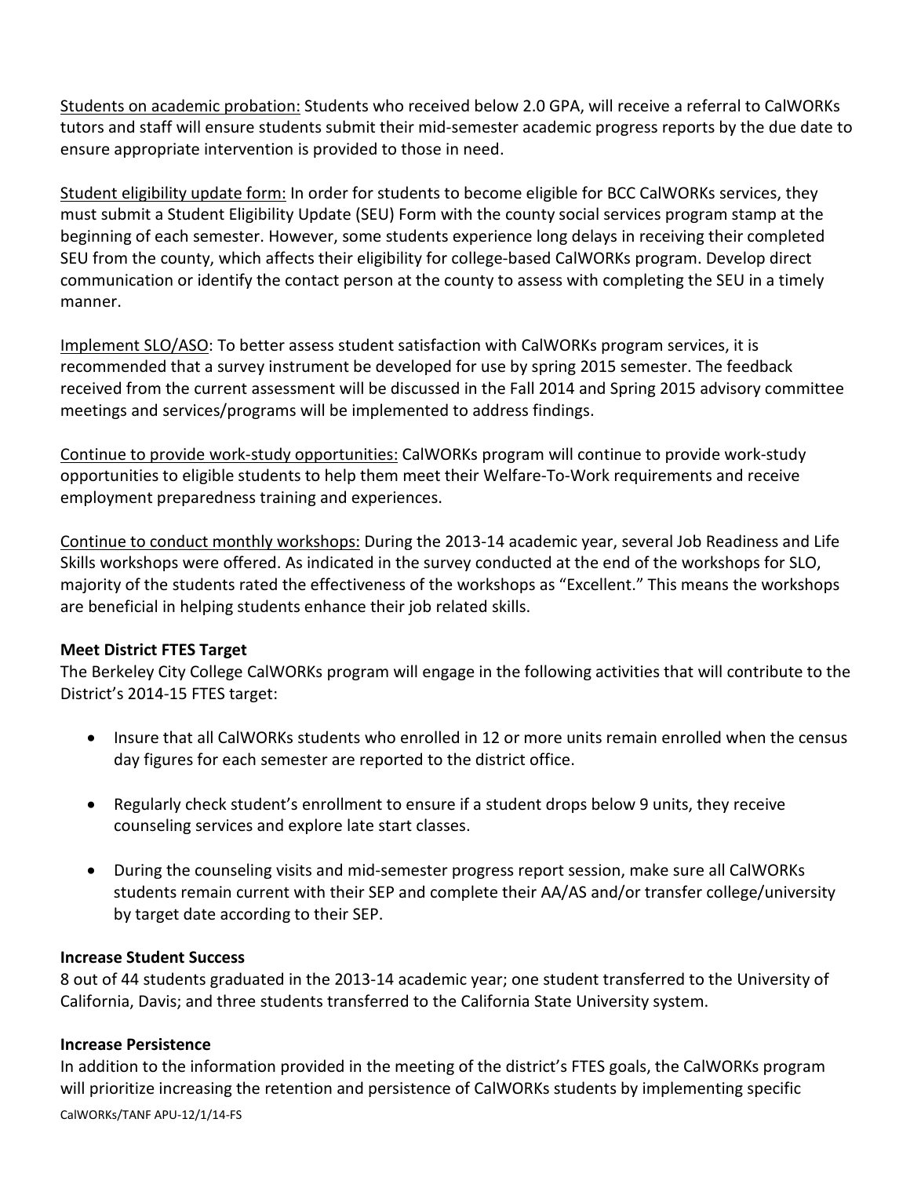Students on academic probation: Students who received below 2.0 GPA, will receive a referral to CalWORKs tutors and staff will ensure students submit their mid-semester academic progress reports by the due date to ensure appropriate intervention is provided to those in need.

Student eligibility update form: In order for students to become eligible for BCC CalWORKs services, they must submit a Student Eligibility Update (SEU) Form with the county social services program stamp at the beginning of each semester. However, some students experience long delays in receiving their completed SEU from the county, which affects their eligibility for college-based CalWORKs program. Develop direct communication or identify the contact person at the county to assess with completing the SEU in a timely manner.

Implement SLO/ASO: To better assess student satisfaction with CalWORKs program services, it is recommended that a survey instrument be developed for use by spring 2015 semester. The feedback received from the current assessment will be discussed in the Fall 2014 and Spring 2015 advisory committee meetings and services/programs will be implemented to address findings.

Continue to provide work-study opportunities: CalWORKs program will continue to provide work-study opportunities to eligible students to help them meet their Welfare-To-Work requirements and receive employment preparedness training and experiences.

Continue to conduct monthly workshops: During the 2013-14 academic year, several Job Readiness and Life Skills workshops were offered. As indicated in the survey conducted at the end of the workshops for SLO, majority of the students rated the effectiveness of the workshops as "Excellent." This means the workshops are beneficial in helping students enhance their job related skills.

**Meet District FTES Target**

The Berkeley City College CalWORKs program will engage in the following activities that will contribute to the District's 2014-15 FTES target:

- Insure that all CalWORKs students who enrolled in 12 or more units remain enrolled when the census day figures for each semester are reported to the district office.
- Regularly check student's enrollment to ensure if a student drops below 9 units, they receive counseling services and explore late start classes.
- During the counseling visits and mid-semester progress report session, make sure all CalWORKs students remain current with their SEP and complete their AA/AS and/or transfer college/university by target date according to their SEP.

**Increase Student Success**

8 out of 44 students graduated in the 2013-14 academic year; one student transferred to the University of California, Davis; and three students transferred to the California State University system.

**Increase Persistence**

In addition to the information provided in the meeting of the district's FTES goals, the CalWORKs program will prioritize increasing the retention and persistence of CalWORKs students by implementing specific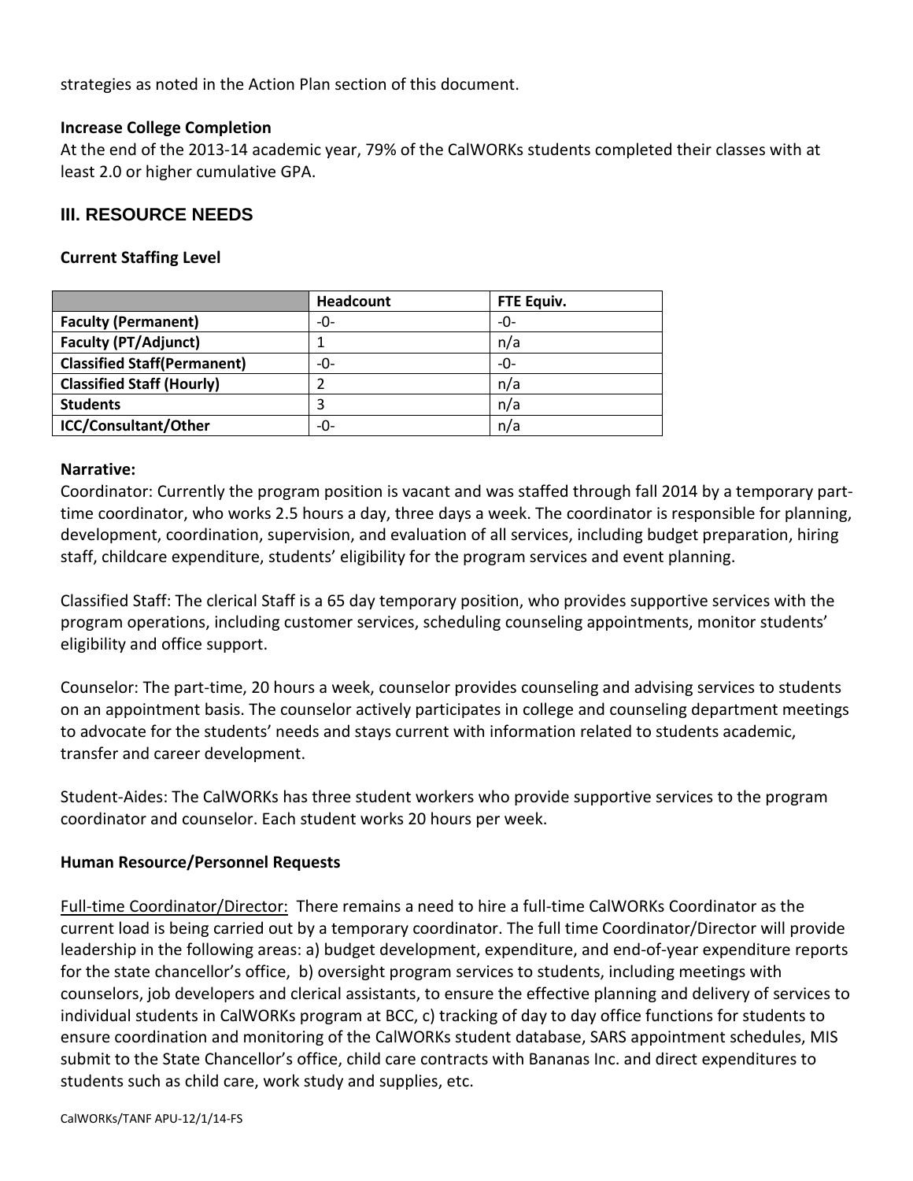strategies as noted in the Action Plan section of this document.

**Increase College Completion**

At the end of the 2013-14 academic year, 79% of the CalWORKs students completed their classes with at least 2.0 or higher cumulative GPA.

## III. RESOURCE NEEDS

**Current Staffing Level**

| | Headcount | FTE Equiv. |
|---|---|---|
| **Faculty (Permanent)** | -0- | -0- |
| **Faculty (PT/Adjunct)** | 1 | n/a |
| **Classified Staff(Permanent)** | -0- | -0- |
| **Classified Staff (Hourly)** | 2 | n/a |
| **Students** | 3 | n/a |
| **ICC/Consultant/Other** | -0- | n/a |

**Narrative:**

Coordinator: Currently the program position is vacant and was staffed through fall 2014 by a temporary part-time coordinator, who works 2.5 hours a day, three days a week. The coordinator is responsible for planning, development, coordination, supervision, and evaluation of all services, including budget preparation, hiring staff, childcare expenditure, students' eligibility for the program services and event planning.

Classified Staff: The clerical Staff is a 65 day temporary position, who provides supportive services with the program operations, including customer services, scheduling counseling appointments, monitor students' eligibility and office support.

Counselor: The part-time, 20 hours a week, counselor provides counseling and advising services to students on an appointment basis. The counselor actively participates in college and counseling department meetings to advocate for the students' needs and stays current with information related to students academic, transfer and career development.

Student-Aides: The CalWORKs has three student workers who provide supportive services to the program coordinator and counselor. Each student works 20 hours per week.

**Human Resource/Personnel Requests**

Full-time Coordinator/Director: There remains a need to hire a full-time CalWORKs Coordinator as the current load is being carried out by a temporary coordinator. The full time Coordinator/Director will provide leadership in the following areas: a) budget development, expenditure, and end-of-year expenditure reports for the state chancellor's office, b) oversight program services to students, including meetings with counselors, job developers and clerical assistants, to ensure the effective planning and delivery of services to individual students in CalWORKs program at BCC, c) tracking of day to day office functions for students to ensure coordination and monitoring of the CalWORKs student database, SARS appointment schedules, MIS submit to the State Chancellor's office, child care contracts with Bananas Inc. and direct expenditures to students such as child care, work study and supplies, etc.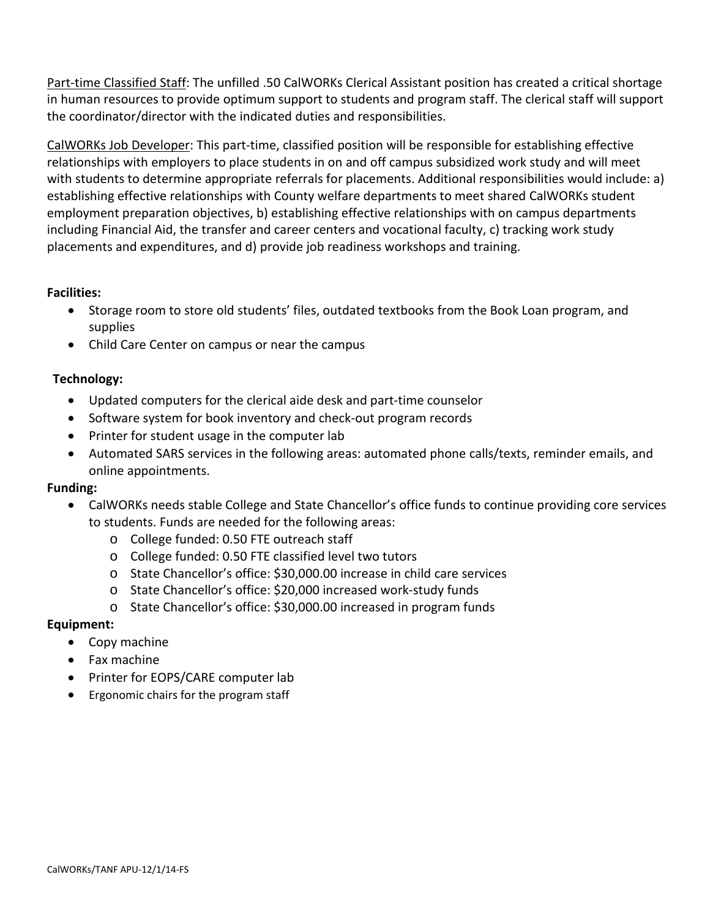Part-time Classified Staff: The unfilled .50 CalWORKs Clerical Assistant position has created a critical shortage in human resources to provide optimum support to students and program staff. The clerical staff will support the coordinator/director with the indicated duties and responsibilities.

CalWORKs Job Developer: This part-time, classified position will be responsible for establishing effective relationships with employers to place students in on and off campus subsidized work study and will meet with students to determine appropriate referrals for placements. Additional responsibilities would include: a) establishing effective relationships with County welfare departments to meet shared CalWORKs student employment preparation objectives, b) establishing effective relationships with on campus departments including Financial Aid, the transfer and career centers and vocational faculty, c) tracking work study placements and expenditures, and d) provide job readiness workshops and training.

**Facilities:**

- Storage room to store old students' files, outdated textbooks from the Book Loan program, and supplies
- Child Care Center on campus or near the campus

**Technology:**

- Updated computers for the clerical aide desk and part-time counselor
- Software system for book inventory and check-out program records
- Printer for student usage in the computer lab
- Automated SARS services in the following areas: automated phone calls/texts, reminder emails, and online appointments.

**Funding:**

- CalWORKs needs stable College and State Chancellor's office funds to continue providing core services to students. Funds are needed for the following areas:
  - College funded: 0.50 FTE outreach staff
  - College funded: 0.50 FTE classified level two tutors
  - State Chancellor's office: $30,000.00 increase in child care services
  - State Chancellor's office: $20,000 increased work-study funds
  - State Chancellor's office: $30,000.00 increased in program funds

**Equipment:**

- Copy machine
- Fax machine
- Printer for EOPS/CARE computer lab
- Ergonomic chairs for the program staff